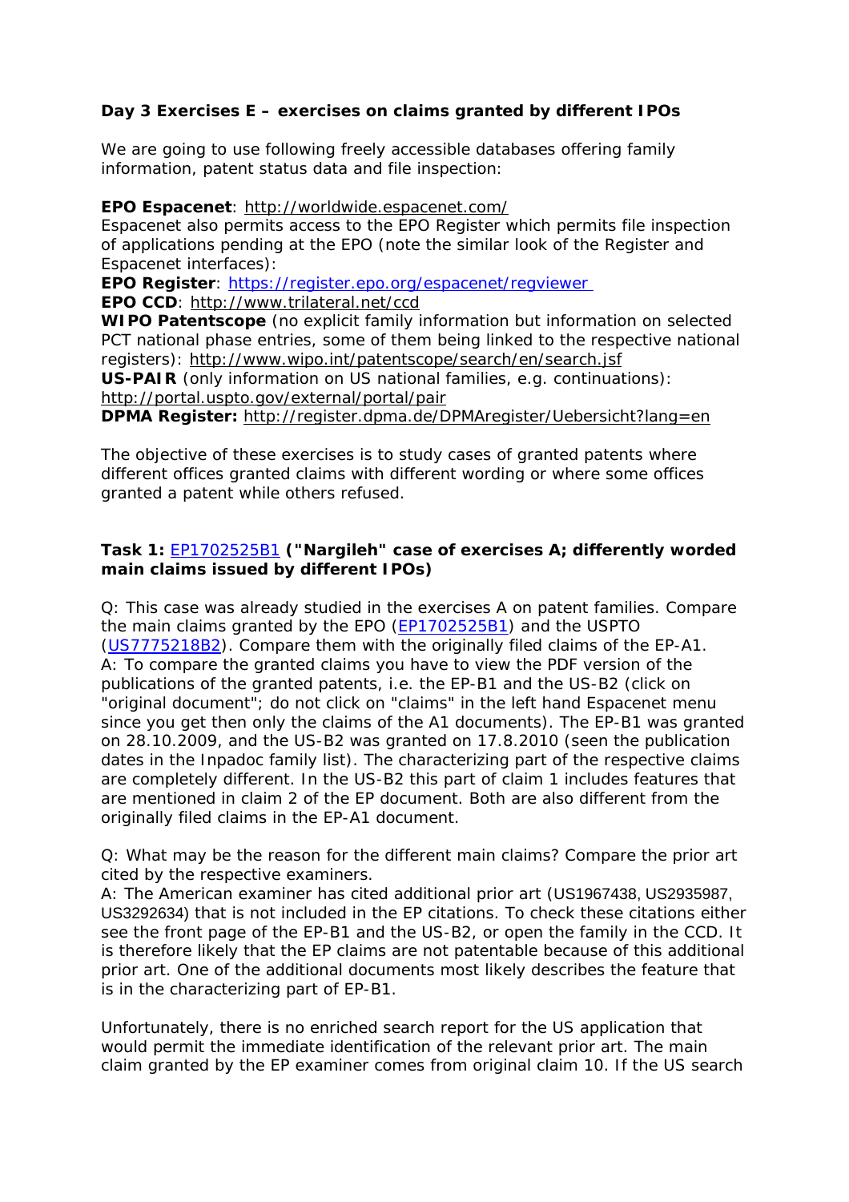**Day 3 Exercises E – exercises on claims granted by different IPOs**

We are going to use following freely accessible databases offering family information, patent status data and file inspection:

**EPO Espacenet**: http://worldwide.espacenet.com/
Espacenet also permits access to the EPO Register which permits file inspection of applications pending at the EPO (note the similar look of the Register and Espacenet interfaces):
**EPO Register**: https://register.epo.org/espacenet/regviewer
**EPO CCD**: http://www.trilateral.net/ccd
**WIPO Patentscope** (no explicit family information but information on selected PCT national phase entries, some of them being linked to the respective national registers): http://www.wipo.int/patentscope/search/en/search.jsf
**US-PAIR** (only information on US national families, e.g. continuations): http://portal.uspto.gov/external/portal/pair
**DPMA Register:** http://register.dpma.de/DPMAregister/Uebersicht?lang=en

The objective of these exercises is to study cases of granted patents where different offices granted claims with different wording or where some offices granted a patent while others refused.

**Task 1: EP1702525B1 ("Nargileh" case of exercises A; differently worded main claims issued by different IPOs)**

Q: This case was already studied in the exercises A on patent families. Compare the main claims granted by the EPO (EP1702525B1) and the USPTO (US7775218B2). Compare them with the originally filed claims of the EP-A1.
A: To compare the granted claims you have to view the PDF version of the publications of the granted patents, i.e. the EP-B1 and the US-B2 (click on "original document"; do not click on "claims" in the left hand Espacenet menu since you get then only the claims of the A1 documents). The EP-B1 was granted on 28.10.2009, and the US-B2 was granted on 17.8.2010 (seen the publication dates in the Inpadoc family list). The characterizing part of the respective claims are completely different. In the US-B2 this part of claim 1 includes features that are mentioned in claim 2 of the EP document. Both are also different from the originally filed claims in the EP-A1 document.

Q: What may be the reason for the different main claims? Compare the prior art cited by the respective examiners.
A: The American examiner has cited additional prior art (US1967438, US2935987, US3292634) that is not included in the EP citations. To check these citations either see the front page of the EP-B1 and the US-B2, or open the family in the CCD. It is therefore likely that the EP claims are not patentable because of this additional prior art. One of the additional documents most likely describes the feature that is in the characterizing part of EP-B1.

Unfortunately, there is no enriched search report for the US application that would permit the immediate identification of the relevant prior art. The main claim granted by the EP examiner comes from original claim 10. If the US search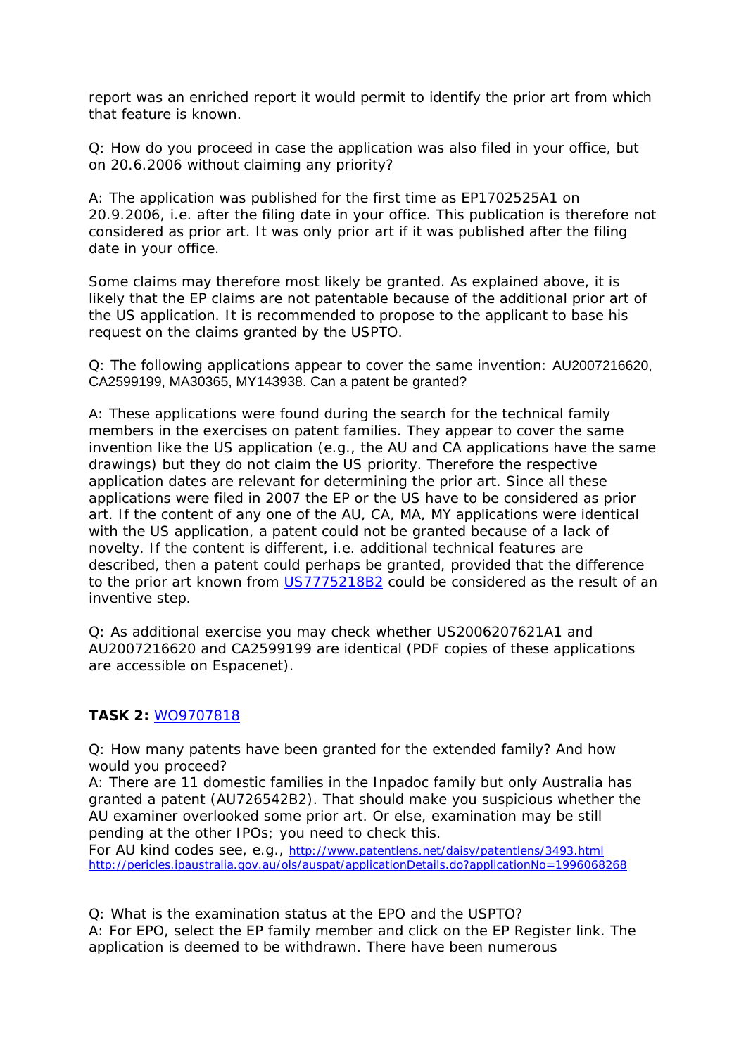report was an enriched report it would permit to identify the prior art from which that feature is known.

Q: How do you proceed in case the application was also filed in your office, but on 20.6.2006 without claiming any priority?

A: The application was published for the first time as EP1702525A1 on 20.9.2006, i.e. after the filing date in your office. This publication is therefore not considered as prior art. It was only prior art if it was published after the filing date in your office.

Some claims may therefore most likely be granted. As explained above, it is likely that the EP claims are not patentable because of the additional prior art of the US application. It is recommended to propose to the applicant to base his request on the claims granted by the USPTO.

Q: The following applications appear to cover the same invention: AU2007216620, CA2599199, MA30365, MY143938. Can a patent be granted?

A: These applications were found during the search for the technical family members in the exercises on patent families. They appear to cover the same invention like the US application (e.g., the AU and CA applications have the same drawings) but they do not claim the US priority. Therefore the respective application dates are relevant for determining the prior art. Since all these applications were filed in 2007 the EP or the US have to be considered as prior art. If the content of any one of the AU, CA, MA, MY applications were identical with the US application, a patent could not be granted because of a lack of novelty. If the content is different, i.e. additional technical features are described, then a patent could perhaps be granted, provided that the difference to the prior art known from US7775218B2 could be considered as the result of an inventive step.

Q: As additional exercise you may check whether US2006207621A1 and AU2007216620 and CA2599199 are identical (PDF copies of these applications are accessible on Espacenet).

**TASK 2:** WO9707818

Q: How many patents have been granted for the extended family? And how would you proceed?
A: There are 11 domestic families in the Inpadoc family but only Australia has granted a patent (AU726542B2). That should make you suspicious whether the AU examiner overlooked some prior art. Or else, examination may be still pending at the other IPOs; you need to check this.
For AU kind codes see, e.g., http://www.patentlens.net/daisy/patentlens/3493.html
http://pericles.ipaustralia.gov.au/ols/auspat/applicationDetails.do?applicationNo=1996068268

Q: What is the examination status at the EPO and the USPTO?
A: For EPO, select the EP family member and click on the EP Register link. The application is deemed to be withdrawn. There have been numerous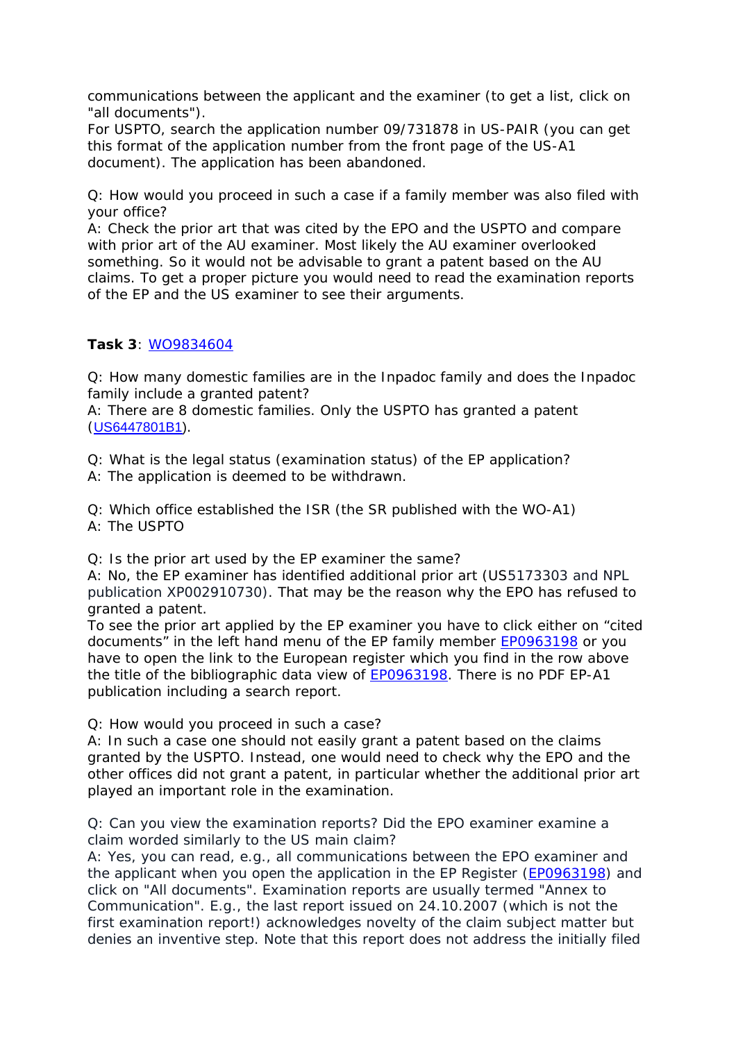communications between the applicant and the examiner (to get a list, click on "all documents").
For USPTO, search the application number 09/731878 in US-PAIR (you can get this format of the application number from the front page of the US-A1 document). The application has been abandoned.

Q: How would you proceed in such a case if a family member was also filed with your office?
A: Check the prior art that was cited by the EPO and the USPTO and compare with prior art of the AU examiner. Most likely the AU examiner overlooked something. So it would not be advisable to grant a patent based on the AU claims. To get a proper picture you would need to read the examination reports of the EP and the US examiner to see their arguments.

**Task 3**: [WO9834604]

Q: How many domestic families are in the Inpadoc family and does the Inpadoc family include a granted patent?
A: There are 8 domestic families. Only the USPTO has granted a patent ([US6447801B1]).

Q: What is the legal status (examination status) of the EP application?
A: The application is deemed to be withdrawn.

Q: Which office established the ISR (the SR published with the WO-A1)
A: The USPTO

Q: Is the prior art used by the EP examiner the same?
A: No, the EP examiner has identified additional prior art (US5173303 and NPL publication XP002910730). That may be the reason why the EPO has refused to granted a patent.
To see the prior art applied by the EP examiner you have to click either on "cited documents" in the left hand menu of the EP family member [EP0963198] or you have to open the link to the European register which you find in the row above the title of the bibliographic data view of [EP0963198]. There is no PDF EP-A1 publication including a search report.

Q: How would you proceed in such a case?
A: In such a case one should not easily grant a patent based on the claims granted by the USPTO. Instead, one would need to check why the EPO and the other offices did not grant a patent, in particular whether the additional prior art played an important role in the examination.

Q: Can you view the examination reports? Did the EPO examiner examine a claim worded similarly to the US main claim?
A: Yes, you can read, e.g., all communications between the EPO examiner and the applicant when you open the application in the EP Register ([EP0963198]) and click on "All documents". Examination reports are usually termed "Annex to Communication". E.g., the last report issued on 24.10.2007 (which is not the first examination report!) acknowledges novelty of the claim subject matter but denies an inventive step. Note that this report does not address the initially filed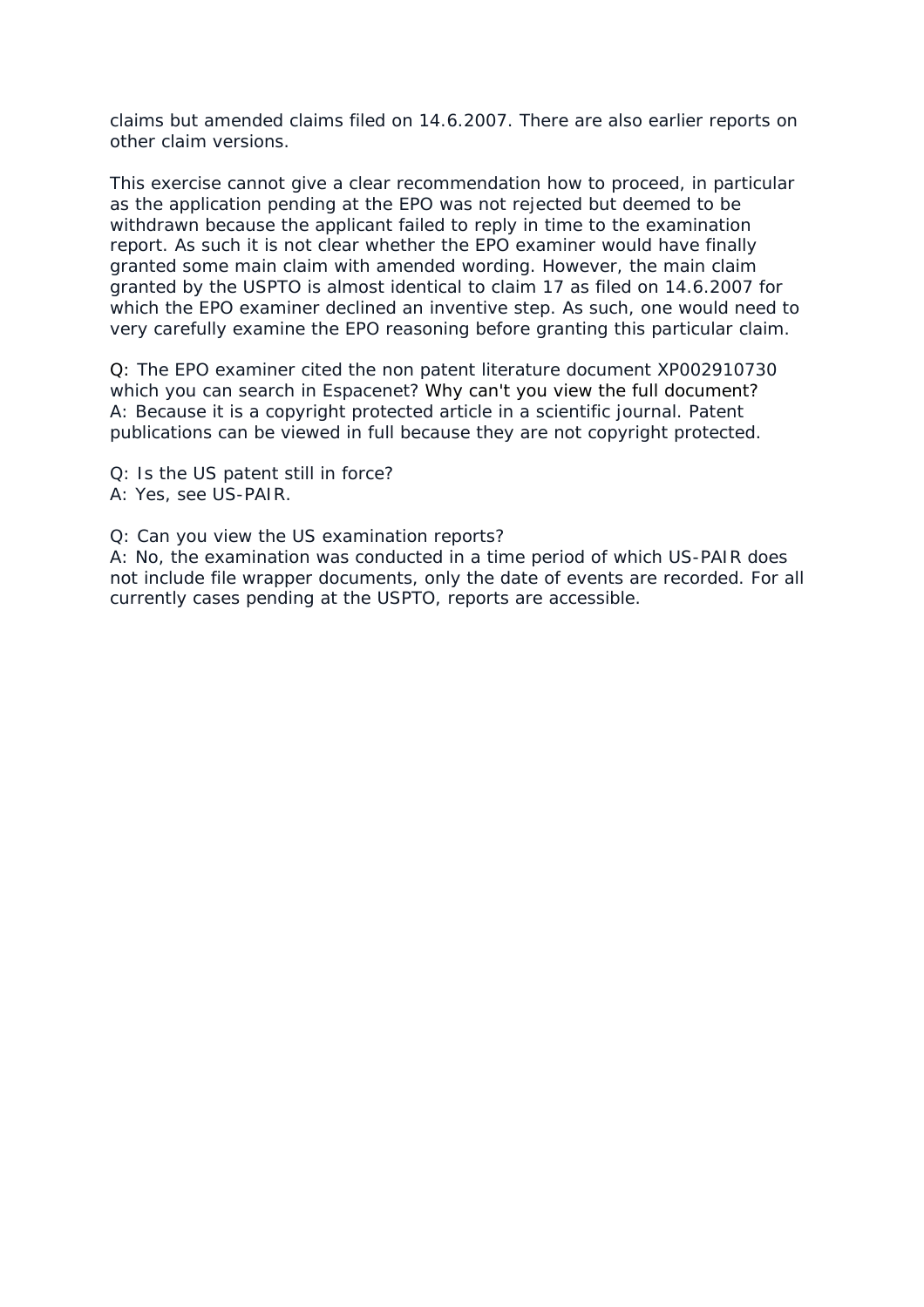claims but amended claims filed on 14.6.2007. There are also earlier reports on other claim versions.

This exercise cannot give a clear recommendation how to proceed, in particular as the application pending at the EPO was not rejected but deemed to be withdrawn because the applicant failed to reply in time to the examination report. As such it is not clear whether the EPO examiner would have finally granted some main claim with amended wording. However, the main claim granted by the USPTO is almost identical to claim 17 as filed on 14.6.2007 for which the EPO examiner declined an inventive step. As such, one would need to very carefully examine the EPO reasoning before granting this particular claim.

Q: The EPO examiner cited the non patent literature document XP002910730 which you can search in Espacenet? Why can't you view the full document?
A: Because it is a copyright protected article in a scientific journal. Patent publications can be viewed in full because they are not copyright protected.

Q: Is the US patent still in force?
A: Yes, see US-PAIR.

Q: Can you view the US examination reports?
A: No, the examination was conducted in a time period of which US-PAIR does not include file wrapper documents, only the date of events are recorded. For all currently cases pending at the USPTO, reports are accessible.